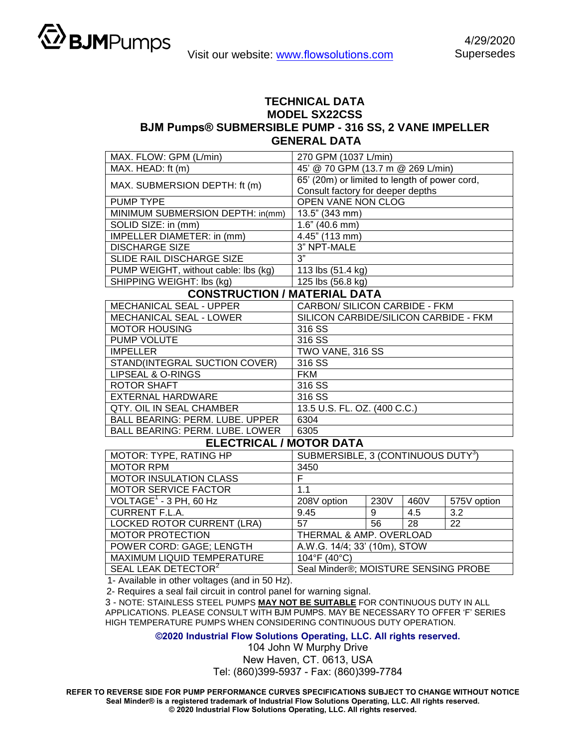BJMPumps

Visit our website: www.flowsolutions.com

4/29/2020
Supersedes

# TECHNICAL DATA
# MODEL SX22CSS
## BJM Pumps® SUBMERSIBLE PUMP - 316 SS, 2 VANE IMPELLER
## GENERAL DATA

| | |
|---|---|
| MAX. FLOW: GPM (L/min) | 270 GPM (1037 L/min) |
| MAX. HEAD: ft (m) | 45' @ 70 GPM (13.7 m @ 269 L/min) |
| MAX. SUBMERSION DEPTH: ft (m) | 65' (20m) or limited to length of power cord, Consult factory for deeper depths |
| PUMP TYPE | OPEN VANE NON CLOG |
| MINIMUM SUBMERSION DEPTH: in(mm) | 13.5" (343 mm) |
| SOLID SIZE: in (mm) | 1.6" (40.6 mm) |
| IMPELLER DIAMETER: in (mm) | 4.45" (113 mm) |
| DISCHARGE SIZE | 3" NPT-MALE |
| SLIDE RAIL DISCHARGE SIZE | 3" |
| PUMP WEIGHT, without cable: lbs (kg) | 113 lbs (51.4 kg) |
| SHIPPING WEIGHT: lbs (kg) | 125 lbs (56.8 kg) |

## CONSTRUCTION / MATERIAL DATA

| | |
|---|---|
| MECHANICAL SEAL - UPPER | CARBON/ SILICON CARBIDE - FKM |
| MECHANICAL SEAL - LOWER | SILICON CARBIDE/SILICON CARBIDE - FKM |
| MOTOR HOUSING | 316 SS |
| PUMP VOLUTE | 316 SS |
| IMPELLER | TWO VANE, 316 SS |
| STAND(INTEGRAL SUCTION COVER) | 316 SS |
| LIPSEAL & O-RINGS | FKM |
| ROTOR SHAFT | 316 SS |
| EXTERNAL HARDWARE | 316 SS |
| QTY. OIL IN SEAL CHAMBER | 13.5 U.S. FL. OZ. (400 C.C.) |
| BALL BEARING: PERM. LUBE. UPPER | 6304 |
| BALL BEARING: PERM. LUBE. LOWER | 6305 |

## ELECTRICAL / MOTOR DATA

| | | | | |
|---|---|---|---|---|
| MOTOR: TYPE, RATING HP | SUBMERSIBLE, 3 (CONTINUOUS DUTY[3]) | | | |
| MOTOR RPM | 3450 | | | |
| MOTOR INSULATION CLASS | F | | | |
| MOTOR SERVICE FACTOR | 1.1 | | | |
| VOLTAGE[1] - 3 PH, 60 Hz | 208V option | 230V | 460V | 575V option |
| CURRENT F.L.A. | 9.45 | 9 | 4.5 | 3.2 |
| LOCKED ROTOR CURRENT (LRA) | 57 | 56 | 28 | 22 |
| MOTOR PROTECTION | THERMAL & AMP. OVERLOAD | | | |
| POWER CORD: GAGE; LENGTH | A.W.G. 14/4; 33' (10m), STOW | | | |
| MAXIMUM LIQUID TEMPERATURE | 104°F (40°C) | | | |
| SEAL LEAK DETECTOR[2] | Seal Minder®; MOISTURE SENSING PROBE | | | |

1- Available in other voltages (and in 50 Hz).

2- Requires a seal fail circuit in control panel for warning signal.

3 - NOTE: STAINLESS STEEL PUMPS **MAY NOT BE SUITABLE** FOR CONTINUOUS DUTY IN ALL APPLICATIONS. PLEASE CONSULT WITH BJM PUMPS. MAY BE NECESSARY TO OFFER 'F' SERIES HIGH TEMPERATURE PUMPS WHEN CONSIDERING CONTINUOUS DUTY OPERATION.

**©2020 Industrial Flow Solutions Operating, LLC. All rights reserved.**

104 John W Murphy Drive
New Haven, CT. 0613, USA
Tel: (860)399-5937 - Fax: (860)399-7784

**REFER TO REVERSE SIDE FOR PUMP PERFORMANCE CURVES SPECIFICATIONS SUBJECT TO CHANGE WITHOUT NOTICE**
**Seal Minder® is a registered trademark of Industrial Flow Solutions Operating, LLC. All rights reserved.**
**© 2020 Industrial Flow Solutions Operating, LLC. All rights reserved.**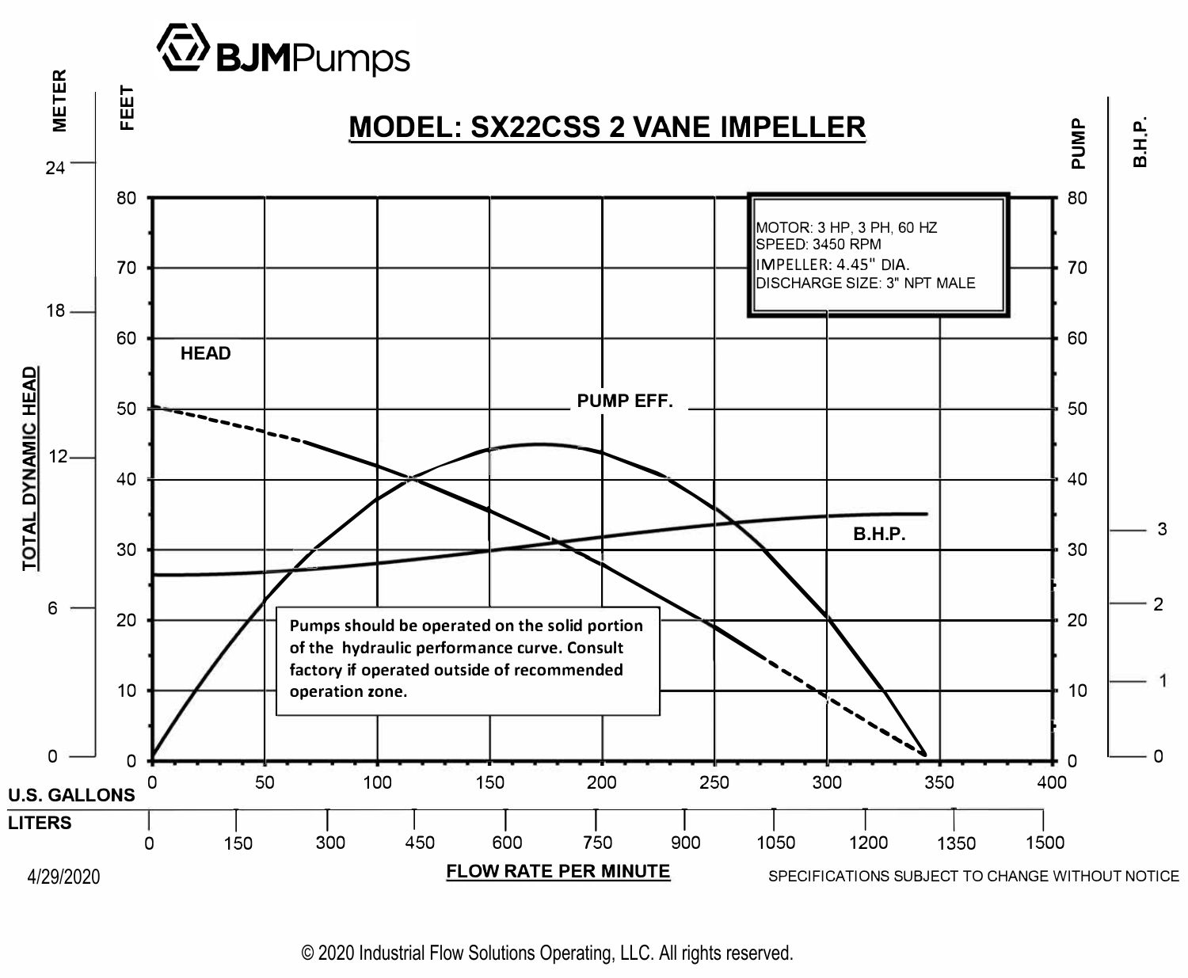BJMPumps

# MODEL: SX22CSS 2 VANE IMPELLER

MOTOR: 3 HP, 3 PH, 60 HZ
SPEED: 3450 RPM
IMPELLER: 4.45" DIA.
DISCHARGE SIZE: 3" NPT MALE

METER
FEET
TOTAL DYNAMIC HEAD
PUMP
B.H.P.

HEAD
PUMP EFF.
B.H.P.

Pumps should be operated on the solid portion of the hydraulic performance curve. Consult factory if operated outside of recommended operation zone.

METER: 0, 6, 12, 18, 24
FEET: 0, 10, 20, 30, 40, 50, 60, 70, 80
PUMP: 0, 10, 20, 30, 40, 50, 60, 70, 80
B.H.P.: 0, 1, 2, 3

U.S. GALLONS: 0, 50, 100, 150, 200, 250, 300, 350, 400
LITERS: 0, 150, 300, 450, 600, 750, 900, 1050, 1200, 1350, 1500

**FLOW RATE PER MINUTE**

4/29/2020

SPECIFICATIONS SUBJECT TO CHANGE WITHOUT NOTICE

© 2020 Industrial Flow Solutions Operating, LLC. All rights reserved.